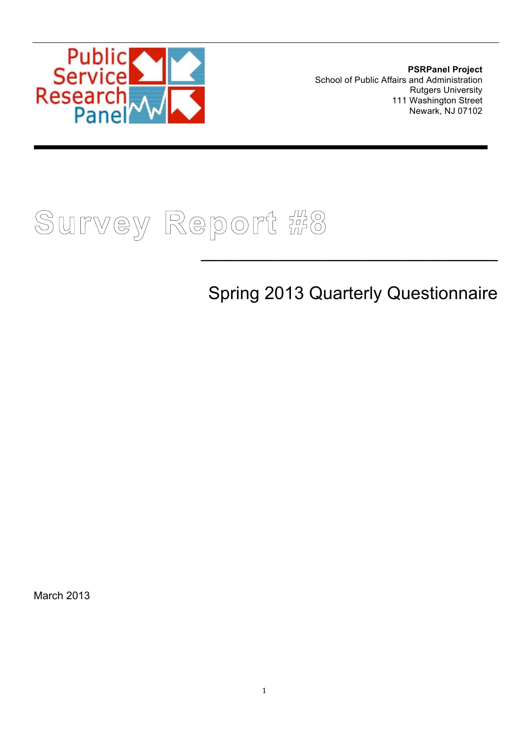Public Service Research Panel

**PSRPanel Project**
School of Public Affairs and Administration
Rutgers University
111 Washington Street
Newark, NJ 07102

# Survey Report #8

## Spring 2013 Quarterly Questionnaire

March 2013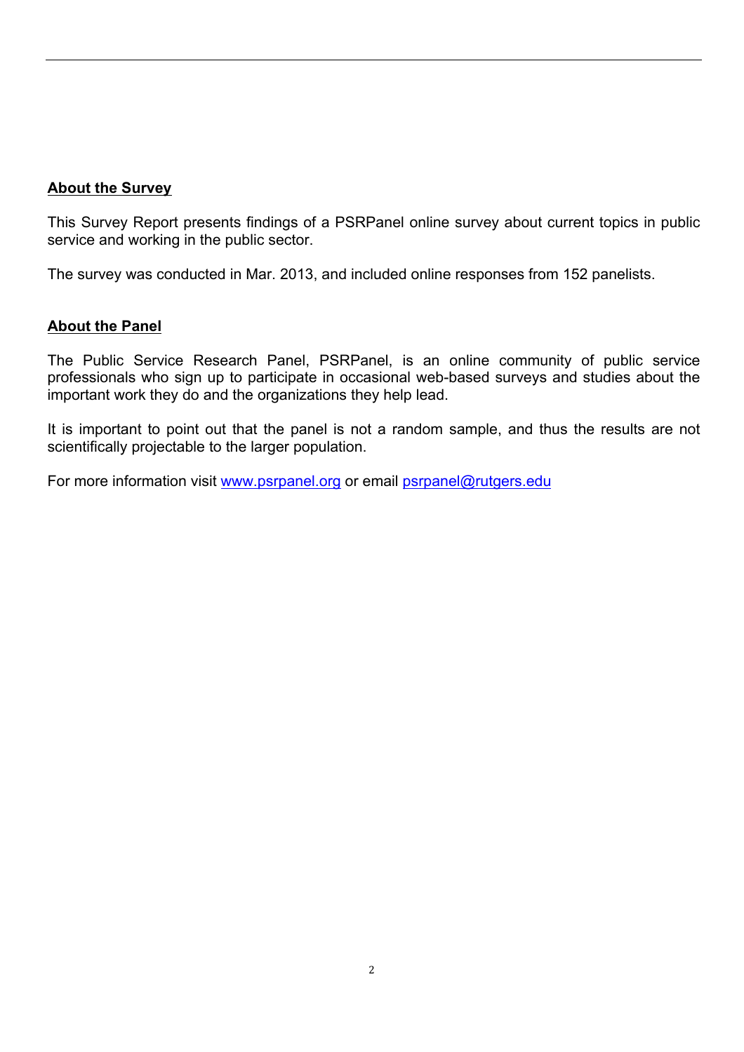## About the Survey

This Survey Report presents findings of a PSRPanel online survey about current topics in public service and working in the public sector.

The survey was conducted in Mar. 2013, and included online responses from 152 panelists.

## About the Panel

The Public Service Research Panel, PSRPanel, is an online community of public service professionals who sign up to participate in occasional web-based surveys and studies about the important work they do and the organizations they help lead.

It is important to point out that the panel is not a random sample, and thus the results are not scientifically projectable to the larger population.

For more information visit [www.psrpanel.org](http://www.psrpanel.org) or email [psrpanel@rutgers.edu](mailto:psrpanel@rutgers.edu)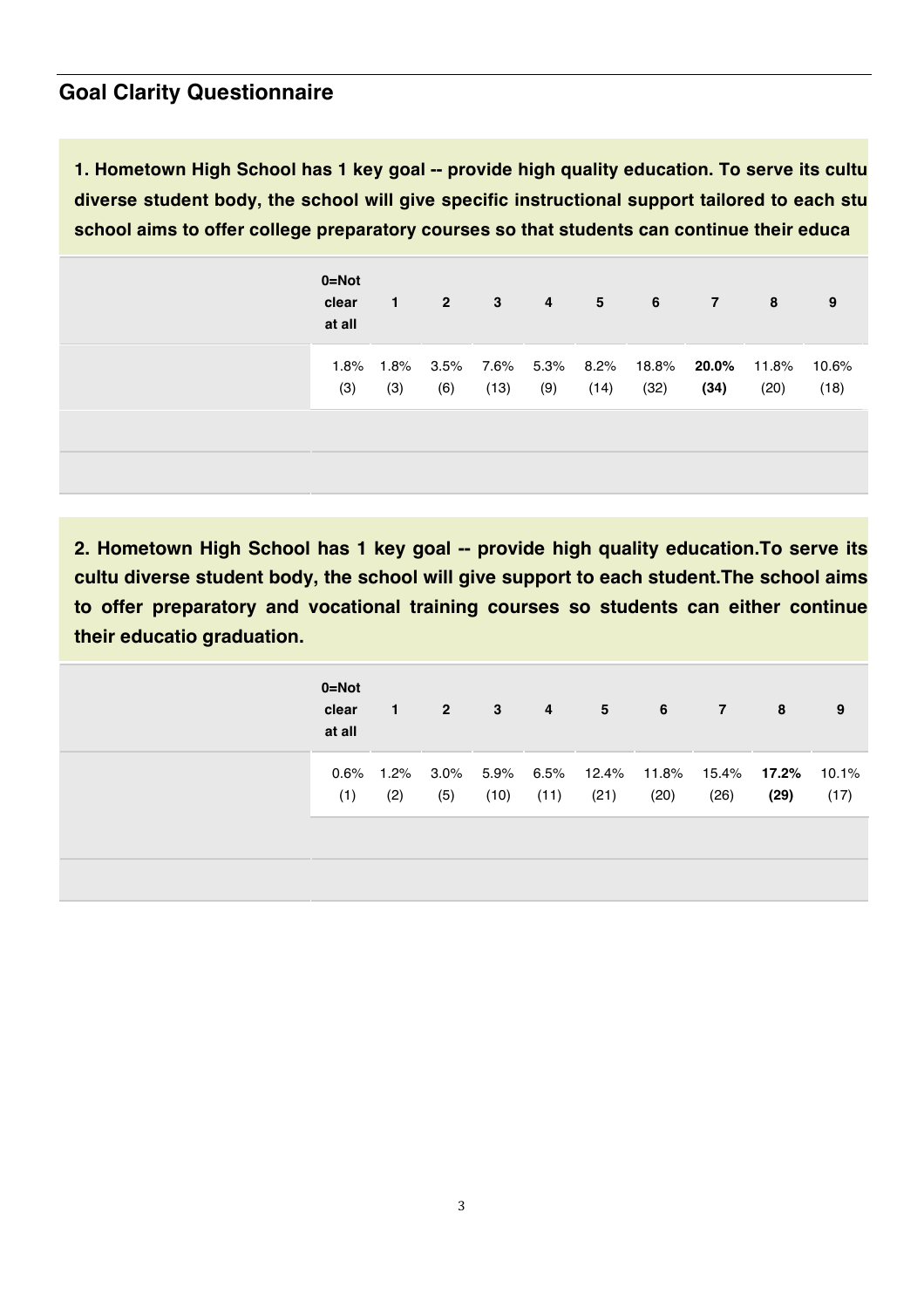## Goal Clarity Questionnaire

**1. Hometown High School has 1 key goal -- provide high quality education. To serve its cultu diverse student body, the school will give specific instructional support tailored to each stu school aims to offer college preparatory courses so that students can continue their educa**

| | 0=Not clear at all | 1 | 2 | 3 | 4 | 5 | 6 | 7 | 8 | 9 |
|---|---|---|---|---|---|---|---|---|---|---|
| | 1.8% (3) | 1.8% (3) | 3.5% (6) | 7.6% (13) | 5.3% (9) | 8.2% (14) | 18.8% (32) | **20.0% (34)** | 11.8% (20) | 10.6% (18) |
| | | | | | | | | | | |
| | | | | | | | | | | |

**2. Hometown High School has 1 key goal -- provide high quality education.To serve its cultu diverse student body, the school will give support to each student.The school aims to offer preparatory and vocational training courses so students can either continue their educatio graduation.**

| | 0=Not clear at all | 1 | 2 | 3 | 4 | 5 | 6 | 7 | 8 | 9 |
|---|---|---|---|---|---|---|---|---|---|---|
| | 0.6% (1) | 1.2% (2) | 3.0% (5) | 5.9% (10) | 6.5% (11) | 12.4% (21) | 11.8% (20) | 15.4% (26) | **17.2% (29)** | 10.1% (17) |
| | | | | | | | | | | |
| | | | | | | | | | | |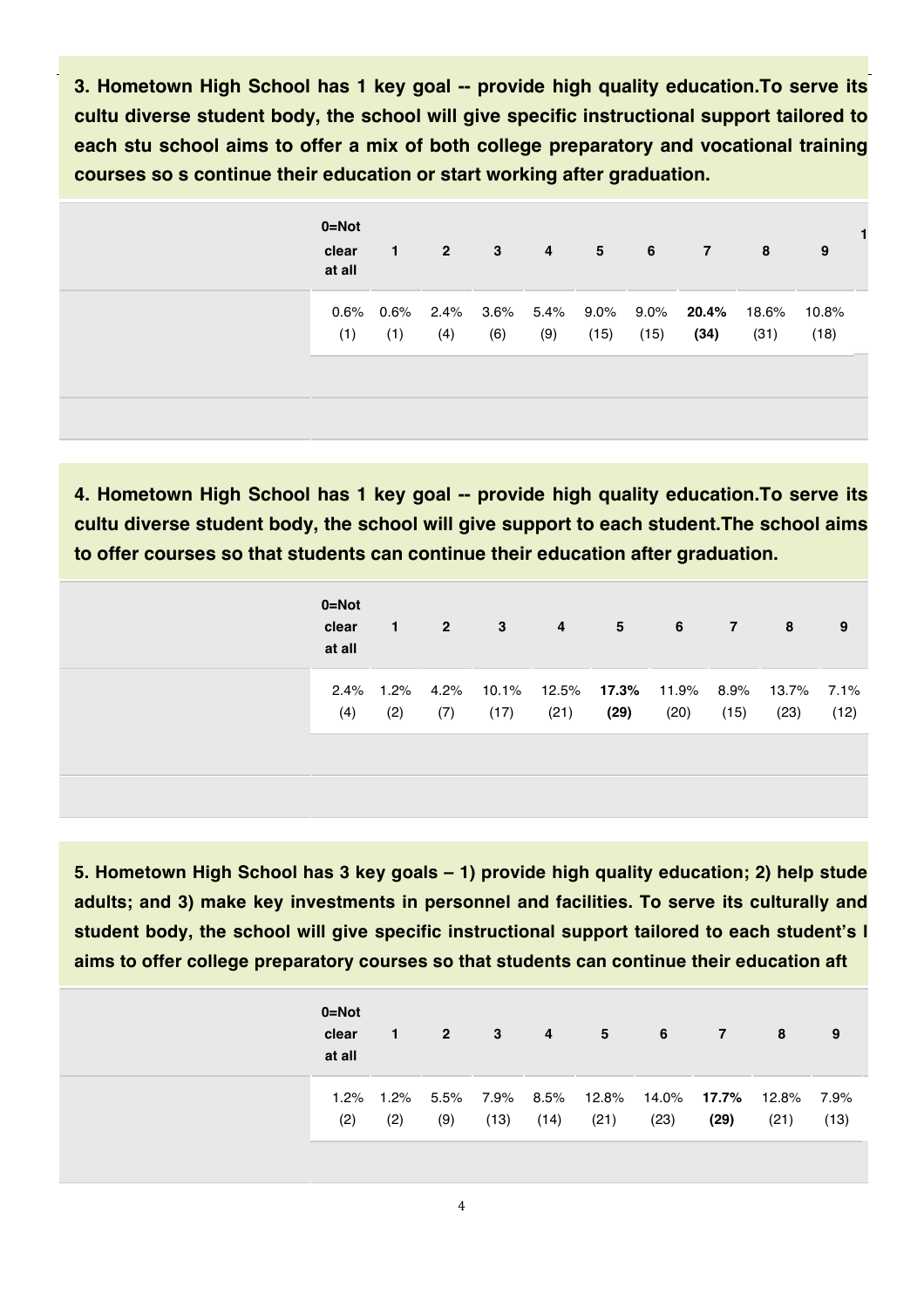**3. Hometown High School has 1 key goal -- provide high quality education.To serve its cultu diverse student body, the school will give specific instructional support tailored to each stu school aims to offer a mix of both college preparatory and vocational training courses so s continue their education or start working after graduation.**

| | 0=Not clear at all | 1 | 2 | 3 | 4 | 5 | 6 | 7 | 8 | 9 | 1 |
|---|---|---|---|---|---|---|---|---|---|---|---|
| | 0.6% (1) | 0.6% (1) | 2.4% (4) | 3.6% (6) | 5.4% (9) | 9.0% (15) | 9.0% (15) | **20.4% (34)** | 18.6% (31) | 10.8% (18) | |

**4. Hometown High School has 1 key goal -- provide high quality education.To serve its cultu diverse student body, the school will give support to each student.The school aims to offer courses so that students can continue their education after graduation.**

| | 0=Not clear at all | 1 | 2 | 3 | 4 | 5 | 6 | 7 | 8 | 9 |
|---|---|---|---|---|---|---|---|---|---|---|
| | 2.4% (4) | 1.2% (2) | 4.2% (7) | 10.1% (17) | 12.5% (21) | **17.3% (29)** | 11.9% (20) | 8.9% (15) | 13.7% (23) | 7.1% (12) |

**5. Hometown High School has 3 key goals – 1) provide high quality education; 2) help stude adults; and 3) make key investments in personnel and facilities. To serve its culturally and student body, the school will give specific instructional support tailored to each student's l aims to offer college preparatory courses so that students can continue their education aft**

| | 0=Not clear at all | 1 | 2 | 3 | 4 | 5 | 6 | 7 | 8 | 9 |
|---|---|---|---|---|---|---|---|---|---|---|
| | 1.2% (2) | 1.2% (2) | 5.5% (9) | 7.9% (13) | 8.5% (14) | 12.8% (21) | 14.0% (23) | **17.7% (29)** | 12.8% (21) | 7.9% (13) |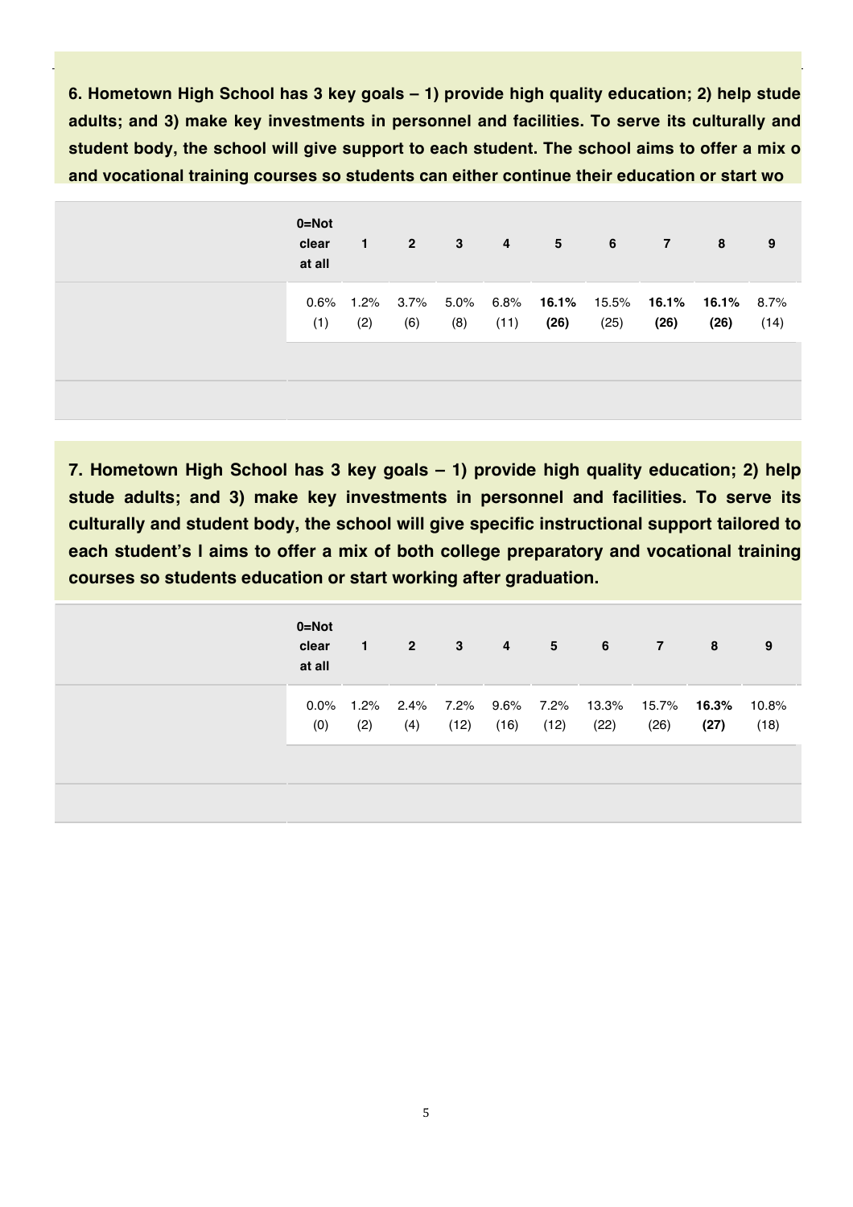**6. Hometown High School has 3 key goals – 1) provide high quality education; 2) help stude adults; and 3) make key investments in personnel and facilities. To serve its culturally and student body, the school will give support to each student. The school aims to offer a mix o and vocational training courses so students can either continue their education or start wo**

| | 0=Not clear at all | 1 | 2 | 3 | 4 | 5 | 6 | 7 | 8 | 9 |
|---|---|---|---|---|---|---|---|---|---|---|
| | 0.6% (1) | 1.2% (2) | 3.7% (6) | 5.0% (8) | 6.8% (11) | **16.1% (26)** | 15.5% (25) | **16.1% (26)** | **16.1% (26)** | 8.7% (14) |

**7. Hometown High School has 3 key goals – 1) provide high quality education; 2) help stude adults; and 3) make key investments in personnel and facilities. To serve its culturally and student body, the school will give specific instructional support tailored to each student's l aims to offer a mix of both college preparatory and vocational training courses so students education or start working after graduation.**

| | 0=Not clear at all | 1 | 2 | 3 | 4 | 5 | 6 | 7 | 8 | 9 |
|---|---|---|---|---|---|---|---|---|---|---|
| | 0.0% (0) | 1.2% (2) | 2.4% (4) | 7.2% (12) | 9.6% (16) | 7.2% (12) | 13.3% (22) | 15.7% (26) | **16.3% (27)** | 10.8% (18) |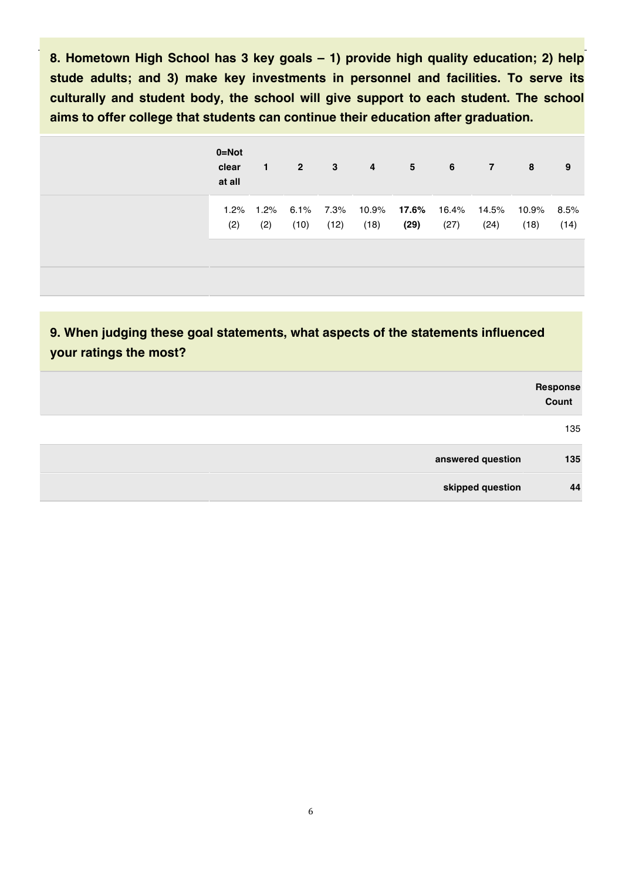**8. Hometown High School has 3 key goals – 1) provide high quality education; 2) help stude adults; and 3) make key investments in personnel and facilities. To serve its culturally and student body, the school will give support to each student. The school aims to offer college that students can continue their education after graduation.**

| | 0=Not clear at all | 1 | 2 | 3 | 4 | 5 | 6 | 7 | 8 | 9 |
|---|---|---|---|---|---|---|---|---|---|---|
| | 1.2% (2) | 1.2% (2) | 6.1% (10) | 7.3% (12) | 10.9% (18) | **17.6% (29)** | 16.4% (27) | 14.5% (24) | 10.9% (18) | 8.5% (14) |

**9. When judging these goal statements, what aspects of the statements influenced your ratings the most?**

| | Response Count |
|---|---|
| | 135 |
| **answered question** | **135** |
| **skipped question** | **44** |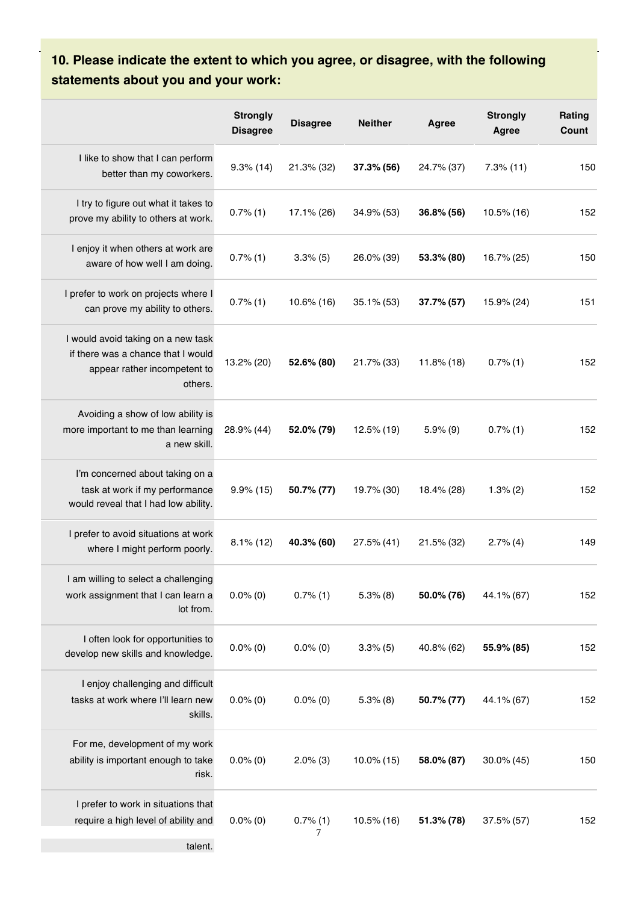## 10. Please indicate the extent to which you agree, or disagree, with the following statements about you and your work:

| | Strongly Disagree | Disagree | Neither | Agree | Strongly Agree | Rating Count |
|---|---|---|---|---|---|---|
| I like to show that I can perform better than my coworkers. | 9.3% (14) | 21.3% (32) | **37.3% (56)** | 24.7% (37) | 7.3% (11) | 150 |
| I try to figure out what it takes to prove my ability to others at work. | 0.7% (1) | 17.1% (26) | 34.9% (53) | **36.8% (56)** | 10.5% (16) | 152 |
| I enjoy it when others at work are aware of how well I am doing. | 0.7% (1) | 3.3% (5) | 26.0% (39) | **53.3% (80)** | 16.7% (25) | 150 |
| I prefer to work on projects where I can prove my ability to others. | 0.7% (1) | 10.6% (16) | 35.1% (53) | **37.7% (57)** | 15.9% (24) | 151 |
| I would avoid taking on a new task if there was a chance that I would appear rather incompetent to others. | 13.2% (20) | **52.6% (80)** | 21.7% (33) | 11.8% (18) | 0.7% (1) | 152 |
| Avoiding a show of low ability is more important to me than learning a new skill. | 28.9% (44) | **52.0% (79)** | 12.5% (19) | 5.9% (9) | 0.7% (1) | 152 |
| I'm concerned about taking on a task at work if my performance would reveal that I had low ability. | 9.9% (15) | **50.7% (77)** | 19.7% (30) | 18.4% (28) | 1.3% (2) | 152 |
| I prefer to avoid situations at work where I might perform poorly. | 8.1% (12) | **40.3% (60)** | 27.5% (41) | 21.5% (32) | 2.7% (4) | 149 |
| I am willing to select a challenging work assignment that I can learn a lot from. | 0.0% (0) | 0.7% (1) | 5.3% (8) | **50.0% (76)** | 44.1% (67) | 152 |
| I often look for opportunities to develop new skills and knowledge. | 0.0% (0) | 0.0% (0) | 3.3% (5) | 40.8% (62) | **55.9% (85)** | 152 |
| I enjoy challenging and difficult tasks at work where I'll learn new skills. | 0.0% (0) | 0.0% (0) | 5.3% (8) | **50.7% (77)** | 44.1% (67) | 152 |
| For me, development of my work ability is important enough to take risk. | 0.0% (0) | 2.0% (3) | 10.0% (15) | **58.0% (87)** | 30.0% (45) | 150 |
| I prefer to work in situations that require a high level of ability and talent. | 0.0% (0) | 0.7% (1) | 10.5% (16) | **51.3% (78)** | 37.5% (57) | 152 |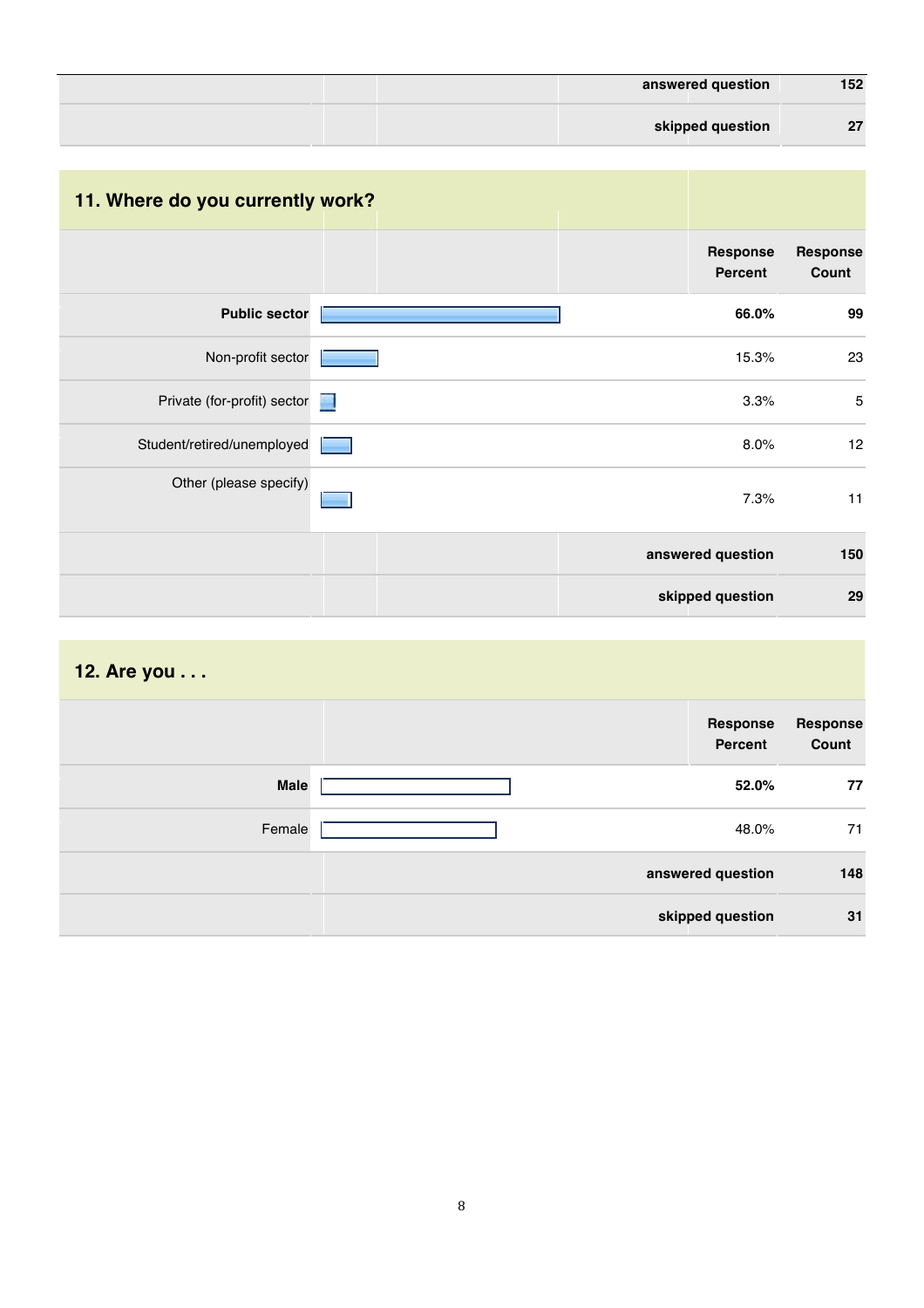| | | |
|---|---|---|
| | answered question | 152 |
| | skipped question | 27 |

## 11. Where do you currently work?

| | Response Percent | Response Count |
|---|---|---|
| **Public sector** | **66.0%** | **99** |
| Non-profit sector | 15.3% | 23 |
| Private (for-profit) sector | 3.3% | 5 |
| Student/retired/unemployed | 8.0% | 12 |
| Other (please specify) | 7.3% | 11 |
| | **answered question** | **150** |
| | **skipped question** | **29** |

## 12. Are you . . .

| | Response Percent | Response Count |
|---|---|---|
| **Male** | **52.0%** | **77** |
| Female | 48.0% | 71 |
| | **answered question** | **148** |
| | **skipped question** | **31** |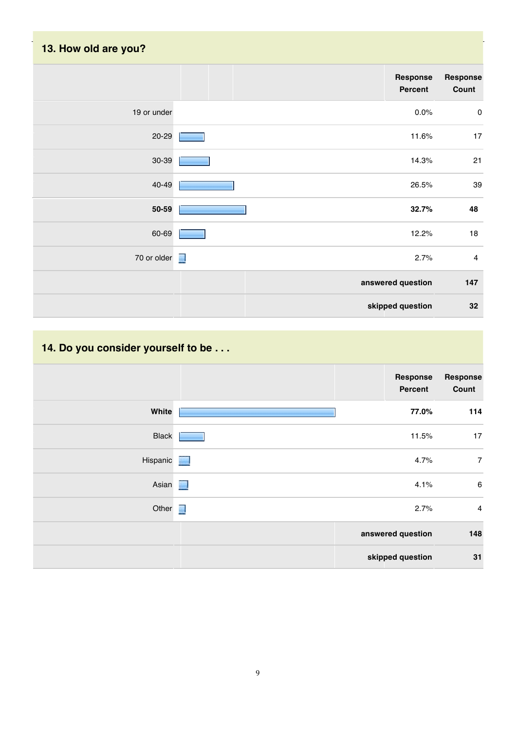## 13. How old are you?

| | Response Percent | Response Count |
|---|---|---|
| 19 or under | 0.0% | 0 |
| 20-29 | 11.6% | 17 |
| 30-39 | 14.3% | 21 |
| 40-49 | 26.5% | 39 |
| **50-59** | **32.7%** | **48** |
| 60-69 | 12.2% | 18 |
| 70 or older | 2.7% | 4 |
| | **answered question** | **147** |
| | **skipped question** | **32** |

## 14. Do you consider yourself to be . . .

| | Response Percent | Response Count |
|---|---|---|
| **White** | **77.0%** | **114** |
| Black | 11.5% | 17 |
| Hispanic | 4.7% | 7 |
| Asian | 4.1% | 6 |
| Other | 2.7% | 4 |
| | **answered question** | **148** |
| | **skipped question** | **31** |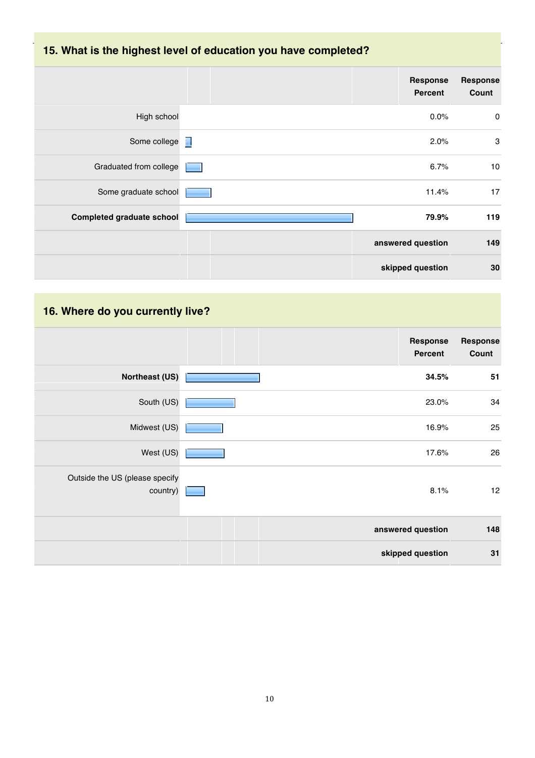## 15. What is the highest level of education you have completed?

| | Response Percent | Response Count |
|---|---|---|
| High school | 0.0% | 0 |
| Some college | 2.0% | 3 |
| Graduated from college | 6.7% | 10 |
| Some graduate school | 11.4% | 17 |
| **Completed graduate school** | **79.9%** | **119** |
| | **answered question** | **149** |
| | **skipped question** | **30** |

## 16. Where do you currently live?

| | Response Percent | Response Count |
|---|---|---|
| **Northeast (US)** | **34.5%** | **51** |
| South (US) | 23.0% | 34 |
| Midwest (US) | 16.9% | 25 |
| West (US) | 17.6% | 26 |
| Outside the US (please specify country) | 8.1% | 12 |
| | **answered question** | **148** |
| | **skipped question** | **31** |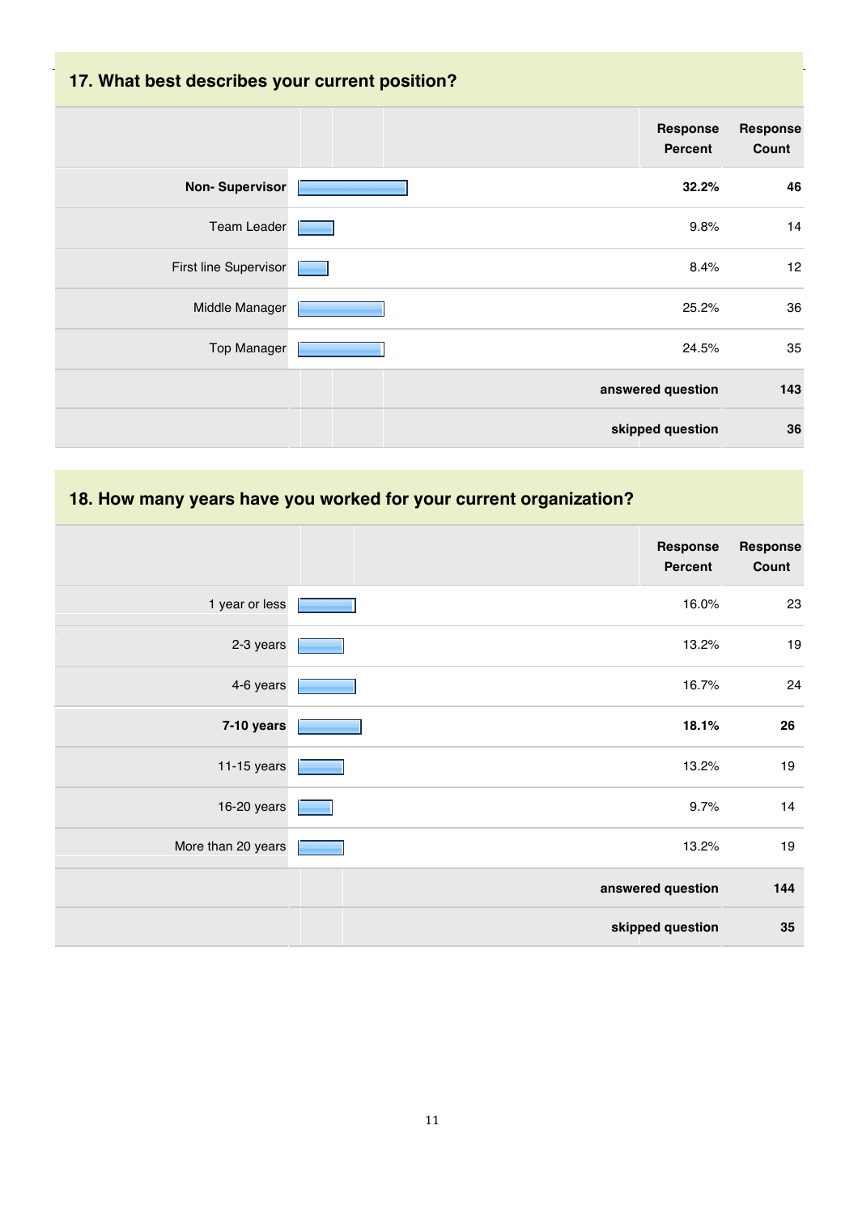## 17. What best describes your current position?

| | Response Percent | Response Count |
|---|---|---|
| **Non- Supervisor** | **32.2%** | **46** |
| Team Leader | 9.8% | 14 |
| First line Supervisor | 8.4% | 12 |
| Middle Manager | 25.2% | 36 |
| Top Manager | 24.5% | 35 |
| | **answered question** | **143** |
| | **skipped question** | **36** |

## 18. How many years have you worked for your current organization?

| | Response Percent | Response Count |
|---|---|---|
| 1 year or less | 16.0% | 23 |
| 2-3 years | 13.2% | 19 |
| 4-6 years | 16.7% | 24 |
| **7-10 years** | **18.1%** | **26** |
| 11-15 years | 13.2% | 19 |
| 16-20 years | 9.7% | 14 |
| More than 20 years | 13.2% | 19 |
| | **answered question** | **144** |
| | **skipped question** | **35** |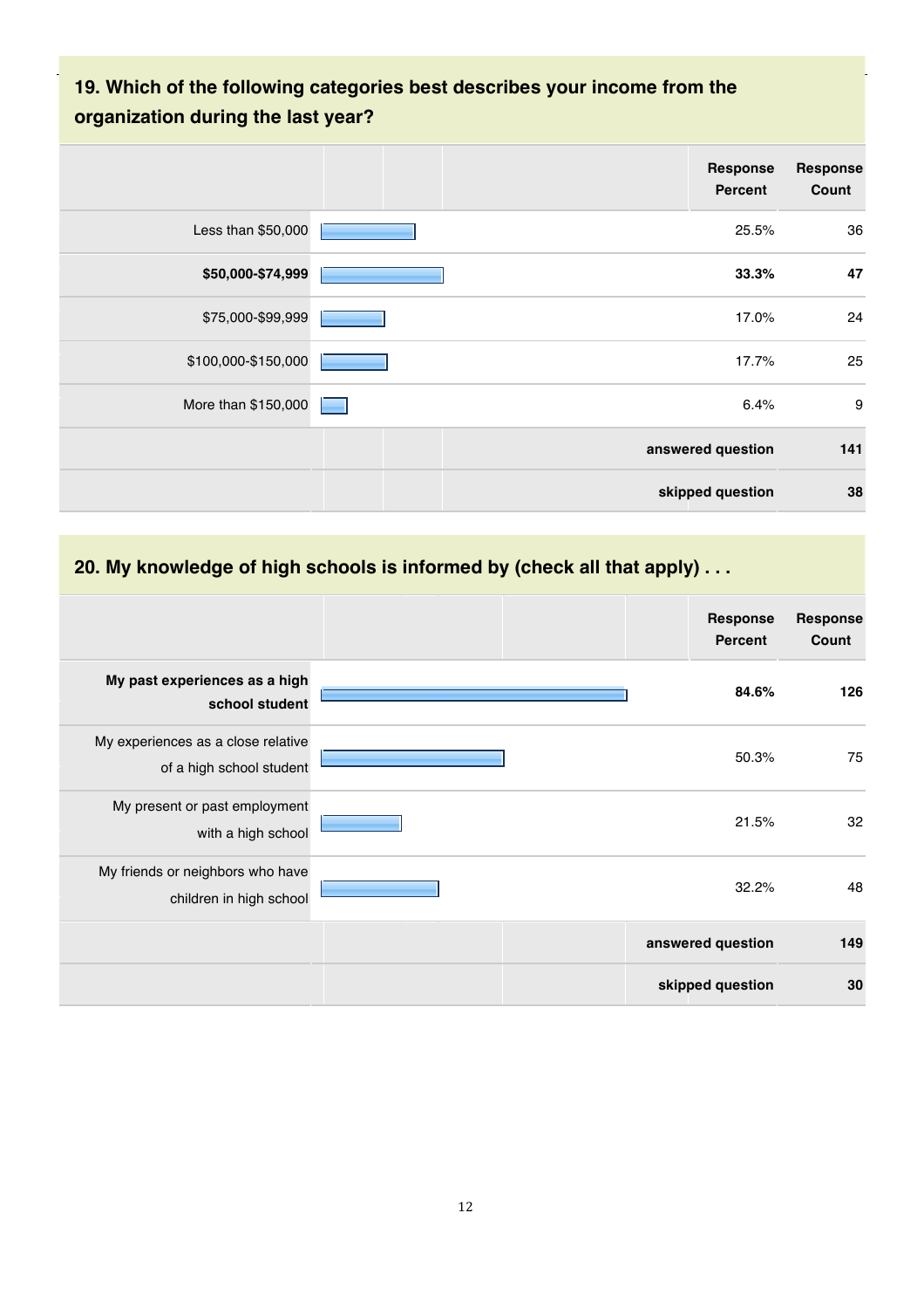## 19. Which of the following categories best describes your income from the organization during the last year?

| | Response Percent | Response Count |
|---|---|---|
| Less than $50,000 | 25.5% | 36 |
| **$50,000-$74,999** | **33.3%** | **47** |
| $75,000-$99,999 | 17.0% | 24 |
| $100,000-$150,000 | 17.7% | 25 |
| More than $150,000 | 6.4% | 9 |
| | **answered question** | **141** |
| | **skipped question** | **38** |

## 20. My knowledge of high schools is informed by (check all that apply) . . .

| | Response Percent | Response Count |
|---|---|---|
| **My past experiences as a high school student** | **84.6%** | **126** |
| My experiences as a close relative of a high school student | 50.3% | 75 |
| My present or past employment with a high school | 21.5% | 32 |
| My friends or neighbors who have children in high school | 32.2% | 48 |
| | **answered question** | **149** |
| | **skipped question** | **30** |